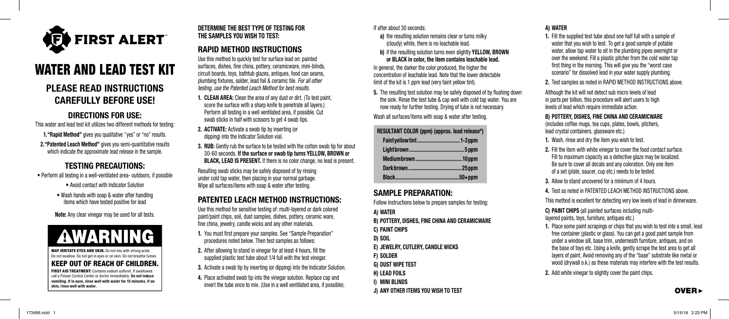# FIRST ALERT™

# WATER AND LEAD TEST KIT

## PLEASE READ INSTRUCTIONS CAREFULLY BEFORE USE!

### DIRECTIONS FOR USE:

This water and lead test kit utilizes two different methods for testing:

1. **"Rapid Method"** gives you qualitative "yes" or "no" results.
2. **"Patented Leach Method"** gives you semi-quantitative results which indicate the approximate lead release in the sample.

### TESTING PRECAUTIONS:

- Perform all testing in a well-ventilated area- outdoors, if possible
- Avoid contact with Indicator Solution
- Wash hands with soap & water after handling items which have tested positive for lead

**Note:** Any clear vinegar may be used for all tests.

## ⚠WARNING

**MAY IRRITATE EYES AND SKIN.** Do not mix with strong acids. Do not swallow. Do not get in eyes or on skin. Do not breathe fumes.

**KEEP OUT OF REACH OF CHILDREN.**

**FIRST AID TREATMENT:** Contains sodium sulfuret. If swallowed call a Poison Control Center or doctor immediately. **Do not induce vomiting. If in eyes, rinse well with water for 15 minutes. If on skin, rinse well with water.**

**DETERMINE THE BEST TYPE OF TESTING FOR THE SAMPLES YOU WISH TO TEST:**

### RAPID METHOD INSTRUCTIONS

Use this method to quickly test for surface lead on: painted surfaces, dishes, fine china, pottery, ceramicware, mini-blinds, circuit boards, toys, bathtub glazes, antiques, food can seams, plumbing fixtures, solder, lead foil & ceramic tile. *For all other testing, use the Patented Leach Method for best results.*

1. **CLEAN AREA:** Clean the area of any dust or dirt. (To test paint, score the surface with a sharp knife to penetrate all layers.) Perform all testing in a well ventilated area, if possible. Cut swab sticks in half with scissors to get 4 swab tips.
2. **ACTIVATE:** Activate a swab tip by inserting (or dipping) into the Indicator Solution vial.
3. **RUB:** Gently rub the surface to be tested with the cotton swab tip for about 30-60 seconds. **If the surface or swab tip turns YELLOW, BROWN or BLACK, LEAD IS PRESENT.** If there is no color change, no lead is present.

Resulting swab sticks may be safely disposed of by rinsing under cold tap water, then placing in your normal garbage. Wipe all surfaces/items with soap & water after testing.

### PATENTED LEACH METHOD INSTRUCTIONS:

Use this method for sensitive testing of: multi-layered or dark colored paint/paint chips, soil, dust samples, dishes, pottery, ceramic ware, fine china, jewelry, candle wicks and any other materials.

1. You must first prepare your samples. See "Sample Preparation" procedures noted below. Then test samples as follows:
2. After allowing to stand in vinegar for at least 4 hours, fill the supplied plastic test tube about 1/4 full with the test vinegar.
3. Activate a swab tip by inserting (or dipping) into the Indicator Solution.
4. Place activated swab tip into the vinegar solution. Replace cap and invert the tube once to mix. (Use in a well ventilated area, if possible).

If after about 30 seconds:

a) the resulting solution remains clear or turns milky (cloudy) white, there is no leachable lead.

b) if the resulting solution turns even slightly **YELLOW, BROWN or BLACK in color, the item contains leachable lead.**

In general, the darker the color produced, the higher the concentration of leachable lead. Note that the lower detectable limit of the kit is 1 ppm lead (very faint yellow tint).

5. The resulting test solution may be safely disposed of by flushing down the sink. Rinse the test tube & cap well with cold tap water. You are now ready for further testing. Drying of tube is not necessary.

Wash all surfaces/items with soap & water after testing.

| RESULTANT COLOR (ppm) (approx. lead release*) | |
|---|---|
| Faint yellow tint | 1-3 ppm |
| Light brown | 5 ppm |
| Medium brown | 10 ppm |
| Dark brown | 25 ppm |
| Black | 50+ ppm |

### SAMPLE PREPARATION:

Follow instructions below to prepare samples for testing:

**A) WATER**
**B) POTTERY, DISHES, FINE CHINA AND CERAMICWARE**
**C) PAINT CHIPS**
**D) SOIL**
**E) JEWELRY, CUTLERY, CANDLE WICKS**
**F) SOLDER**
**G) DUST WIPE TEST**
**H) LEAD FOILS**
**I) MINI BLINDS**
**J) ANY OTHER ITEMS YOU WISH TO TEST**

**A) WATER**

1. Fill the supplied test tube about one half full with a sample of water that you wish to test. To get a good sample of potable water, allow tap water to sit in the plumbing pipes overnight or over the weekend. Fill a plastic pitcher from the cold water tap first thing in the morning. This will give you the "worst case scenario" for dissolved lead in your water supply plumbing.
2. Test samples as noted in RAPID METHOD INSTRUCTIONS above.

Although the kit will not detect sub micro levels of lead in parts per billion, this procedure will alert users to high levels of lead which require immediate action.

**B) POTTERY, DISHES, FINE CHINA AND CERAMICWARE** (includes coffee mugs, tea cups, plates, bowls, pitchers, lead crystal containers, glassware etc.)

1. Wash, rinse and dry the item you wish to test.
2. Fill the item with white vinegar to cover the food contact surface. Fill to maximum capacity as a defective glaze may be localized. Be sure to cover all decals and any coloration. Only one item of a set (plate, saucer, cup etc.) needs to be tested.
3. Allow to stand uncovered for a minimum of 4 hours.
4. Test as noted in PATENTED LEACH METHOD INSTRUCTIONS above.

This method is excellent for detecting very low levels of lead in dinnerware.

**C) PAINT CHIPS** (all painted surfaces including multi-layered paints, toys, furniture, antiques etc.)

1. Place some paint scrapings or chips that you wish to test into a small, lead free container (plastic or glass). You can get a good paint sample from under a window sill, base trim, underneath furniture, antiques, and on the base of toys etc. Using a knife, gently scrape the test area to get all layers of paint. Avoid removing any of the "base" substrate like metal or wood (drywall o.k.) as these materials may interfere with the test results.
2. Add white vinegar to slightly cover the paint chips.

**OVER ▸**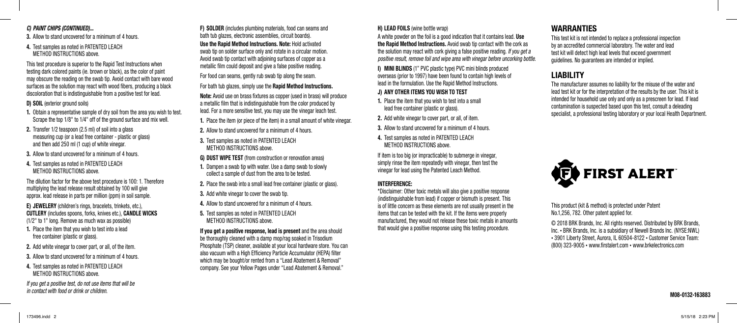### *C) PAINT CHIPS (CONTINUED)...*

**3.** Allow to stand uncovered for a minimum of 4 hours.

**4.** Test samples as noted in PATENTED LEACH METHOD INSTRUCTIONS above.

This test procedure is superior to the Rapid Test Instructions when testing dark colored paints (ie. brown or black), as the color of paint may obscure the reading on the swab tip. Avoid contact with bare wood surfaces as the solution may react with wood fibers, producing a black discoloration that is indistinguishable from a positive test for lead.

**D) SOIL** (exterior ground soils)

**1.** Obtain a representative sample of dry soil from the area you wish to test. Scrape the top 1/8" to 1/4" off of the ground surface and mix well.

**2.** Transfer 1/2 teaspoon (2.5 ml) of soil into a glass measuring cup (or a lead free container - plastic or glass) and then add 250 ml (1 cup) of white vinegar.

**3.** Allow to stand uncovered for a minimum of 4 hours.

**4.** Test samples as noted in PATENTED LEACH METHOD INSTRUCTIONS above.

The dilution factor for the above test procedure is 100: 1. Therefore multiplying the lead release result obtained by 100 will give approx. lead release in parts per million (ppm) in soil sample.

**E) JEWELERY** (children's rings, bracelets, trinkets, etc.), **CUTLERY** (includes spoons, forks, knives etc.), **CANDLE WICKS** (1/2" to 1" long. Remove as much wax as possible)

**1.** Place the item that you wish to test into a lead free container (plastic or glass).

**2.** Add white vinegar to cover part, or all, of the item.

**3.** Allow to stand uncovered for a minimum of 4 hours.

**4.** Test samples as noted in PATENTED LEACH METHOD INSTRUCTIONS above.

*If you get a positive test, do not use items that will be in contact with food or drink or children.*

**F) SOLDER** (includes plumbing materials, food can seams and bath tub glazes, electronic assemblies, circuit boards).

**Use the Rapid Method Instructions. Note:** Hold activated swab tip on solder surface only and rotate in a circular motion. Avoid swab tip contact with adjoining surfaces of copper as a metallic film could deposit and give a false positive reading.

For food can seams, gently rub swab tip along the seam.

For bath tub glazes, simply use the **Rapid Method Instructions.**

**Note:** Avoid use on brass fixtures as copper (used in brass) will produce a metallic film that is indistinguishable from the color produced by lead. For a more sensitive test, you may use the vinegar leach test.

**1.** Place the item (or piece of the item) in a small amount of white vinegar.

**2.** Allow to stand uncovered for a minimum of 4 hours.

**3.** Test samples as noted in PATENTED LEACH METHOD INSTRUCTIONS above.

**G) DUST WIPE TEST** (from construction or renovation areas)

**1.** Dampen a swab tip with water. Use a damp swab to slowly collect a sample of dust from the area to be tested.

**2.** Place the swab into a small lead free container (plastic or glass).

**3.** Add white vinegar to cover the swab tip.

**4.** Allow to stand uncovered for a minimum of 4 hours.

**5.** Test samples as noted in PATENTED LEACH METHOD INSTRUCTIONS above.

**If you get a positive response, lead is present** and the area should be thoroughly cleaned with a damp mop/rag soaked in Trisodium Phosphate (TSP) cleaner, available at your local hardware store. You can also vacuum with a High Efficiency Particle Accumulator (HEPA) filter which may be bought/or rented from a "Lead Abatement & Removal" company. See your Yellow Pages under "Lead Abatement & Removal."

**H) LEAD FOILS** (wine bottle wrap)

A white powder on the foil is a good indication that it contains lead. **Use the Rapid Method Instructions.** Avoid swab tip contact with the cork as the solution may react with cork giving a false positive reading. *If you get a positive result, remove foil and wipe area with vinegar before uncorking bottle.*

**I) MINI BLINDS** (1" PVC plastic type) PVC mini blinds produced overseas (prior to 1997) have been found to contain high levels of lead in the formulation. Use the Rapid Method Instructions.

**J) ANY OTHER ITEMS YOU WISH TO TEST**

**1.** Place the item that you wish to test into a small lead free container (plastic or glass).

**2.** Add white vinegar to cover part, or all, of item.

**3.** Allow to stand uncovered for a minimum of 4 hours.

**4.** Test samples as noted in PATENTED LEACH METHOD INSTRUCTIONS above.

If item is too big (or impracticable) to submerge in vinegar, simply rinse the item repeatedly with vinegar, then test the vinegar for lead using the Patented Leach Method.

**INTERFERENCE:**

*Disclaimer: Other toxic metals will also give a positive response (indistinguishable from lead) if copper or bismuth is present. This is of little concern as these elements are not usually present in the items that can be tested with the kit. If the items were properly manufactured, they would not release these toxic metals in amounts that would give a positive response using this testing procedure.

## WARRANTIES

This test kit is not intended to replace a professional inspection by an accredited commercial laboratory. The water and lead test kit will detect high lead levels that exceed government guidelines. No guarantees are intended or implied.

## LIABILITY

The manufacturer assumes no liability for the misuse of the water and lead test kit or for the interpretation of the results by the user. This kit is intended for household use only and only as a prescreen for lead. If lead contamination is suspected based upon this test, consult a deleading specialist, a professional testing laboratory or your local Health Department.

FIRST ALERT™

This product (kit & method) is protected under Patent No.1,256, 782. Other patent applied for.

© 2018 BRK Brands, Inc. All rights reserved. Distributed by BRK Brands, Inc. • BRK Brands, Inc. is a subsidiary of Newell Brands Inc. (NYSE:NWL) • 3901 Liberty Street, Aurora, IL 60504-8122 • Customer Service Team: (800) 323-9005 • www.firstalert.com • www.brkelectronics.com

**M08-0132-163883**